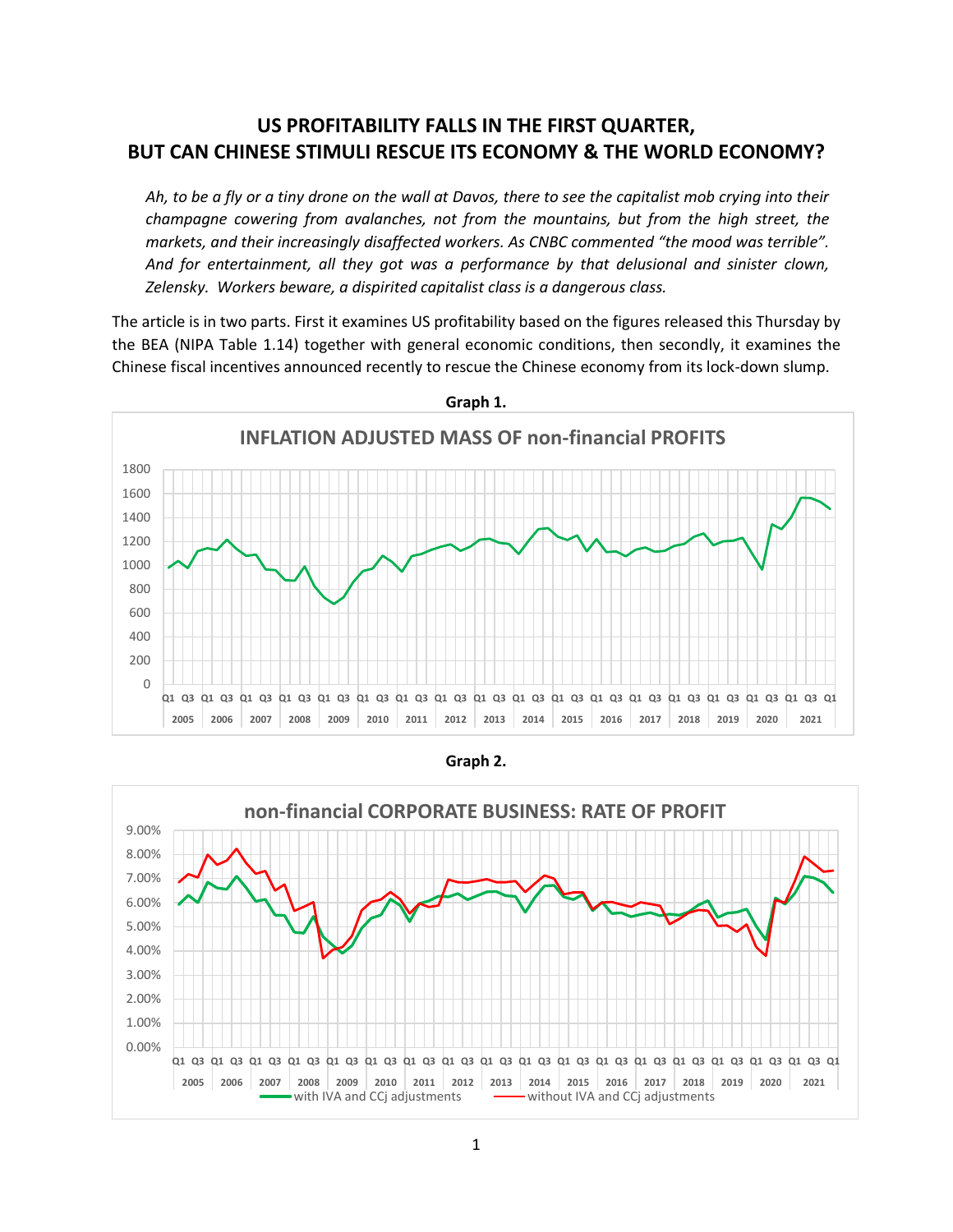# US PROFITABILITY FALLS IN THE FIRST QUARTER, BUT CAN CHINESE STIMULI RESCUE ITS ECONOMY & THE WORLD ECONOMY?

*Ah, to be a fly or a tiny drone on the wall at Davos, there to see the capitalist mob crying into their champagne cowering from avalanches, not from the mountains, but from the high street, the markets, and their increasingly disaffected workers. As CNBC commented "the mood was terrible". And for entertainment, all they got was a performance by that delusional and sinister clown, Zelensky. Workers beware, a dispirited capitalist class is a dangerous class.*

The article is in two parts. First it examines US profitability based on the figures released this Thursday by the BEA (NIPA Table 1.14) together with general economic conditions, then secondly, it examines the Chinese fiscal incentives announced recently to rescue the Chinese economy from its lock-down slump.

**Graph 1.**

**Graph 2.**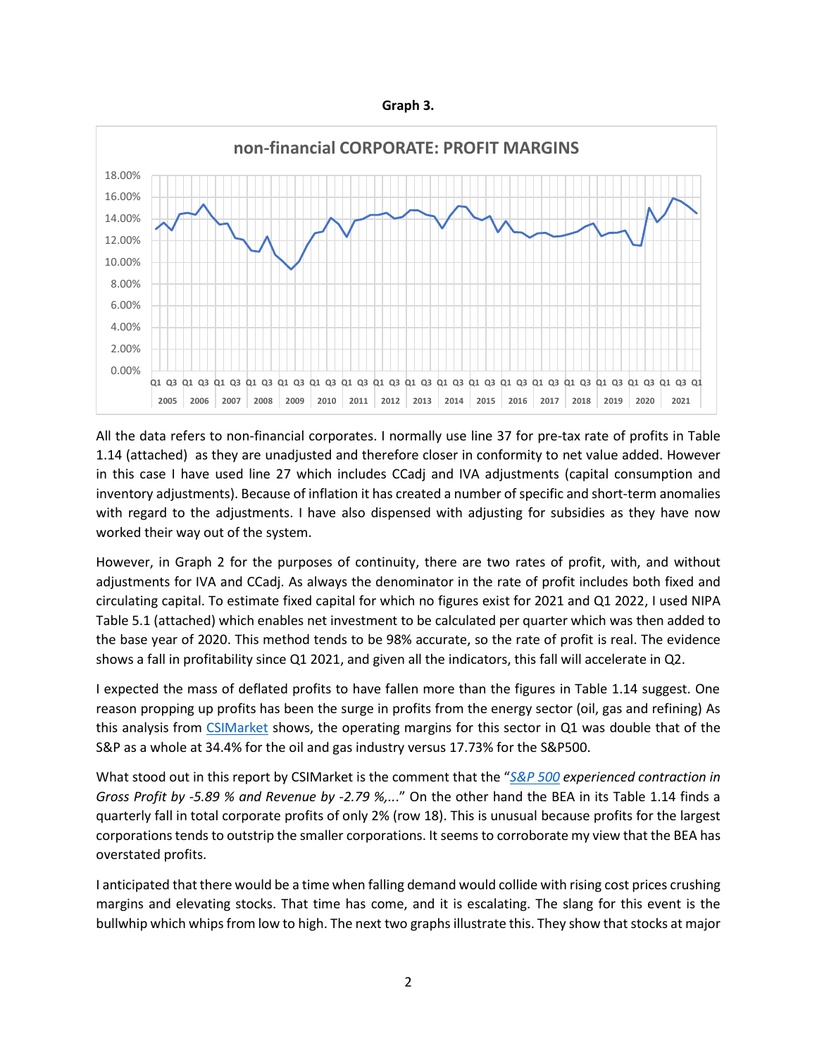**Graph 3.**

All the data refers to non-financial corporates. I normally use line 37 for pre-tax rate of profits in Table 1.14 (attached) as they are unadjusted and therefore closer in conformity to net value added. However in this case I have used line 27 which includes CCadj and IVA adjustments (capital consumption and inventory adjustments). Because of inflation it has created a number of specific and short-term anomalies with regard to the adjustments. I have also dispensed with adjusting for subsidies as they have now worked their way out of the system.

However, in Graph 2 for the purposes of continuity, there are two rates of profit, with, and without adjustments for IVA and CCadj. As always the denominator in the rate of profit includes both fixed and circulating capital. To estimate fixed capital for which no figures exist for 2021 and Q1 2022, I used NIPA Table 5.1 (attached) which enables net investment to be calculated per quarter which was then added to the base year of 2020. This method tends to be 98% accurate, so the rate of profit is real. The evidence shows a fall in profitability since Q1 2021, and given all the indicators, this fall will accelerate in Q2.

I expected the mass of deflated profits to have fallen more than the figures in Table 1.14 suggest. One reason propping up profits has been the surge in profits from the energy sector (oil, gas and refining) As this analysis from CSIMarket shows, the operating margins for this sector in Q1 was double that of the S&P as a whole at 34.4% for the oil and gas industry versus 17.73% for the S&P500.

What stood out in this report by CSIMarket is the comment that the "*S&P 500 experienced contraction in Gross Profit by -5.89 % and Revenue by -2.79 %,...*" On the other hand the BEA in its Table 1.14 finds a quarterly fall in total corporate profits of only 2% (row 18). This is unusual because profits for the largest corporations tends to outstrip the smaller corporations. It seems to corroborate my view that the BEA has overstated profits.

I anticipated that there would be a time when falling demand would collide with rising cost prices crushing margins and elevating stocks. That time has come, and it is escalating. The slang for this event is the bullwhip which whips from low to high. The next two graphs illustrate this. They show that stocks at major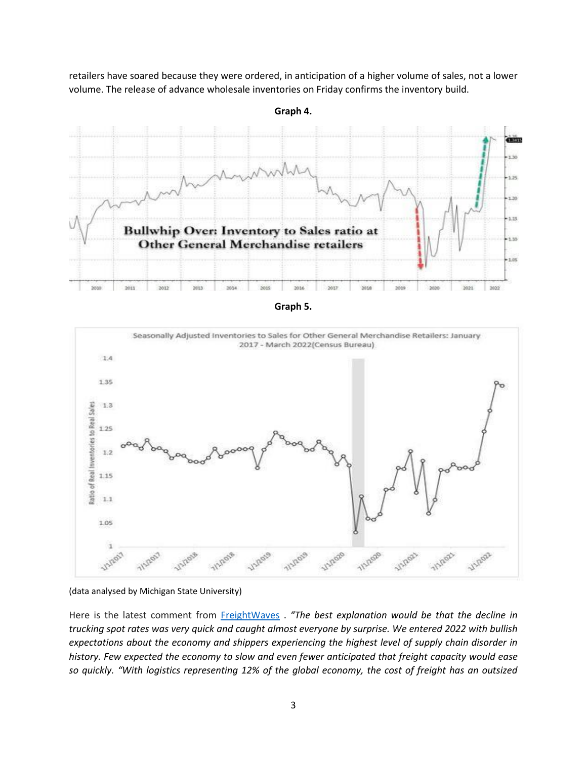retailers have soared because they were ordered, in anticipation of a higher volume of sales, not a lower volume. The release of advance wholesale inventories on Friday confirms the inventory build.

**Graph 4.**

**Graph 5.**

(data analysed by Michigan State University)

Here is the latest comment from [FreightWaves](FreightWaves) . *"The best explanation would be that the decline in trucking spot rates was very quick and caught almost everyone by surprise. We entered 2022 with bullish expectations about the economy and shippers experiencing the highest level of supply chain disorder in history. Few expected the economy to slow and even fewer anticipated that freight capacity would ease so quickly. "With logistics representing 12% of the global economy, the cost of freight has an outsized*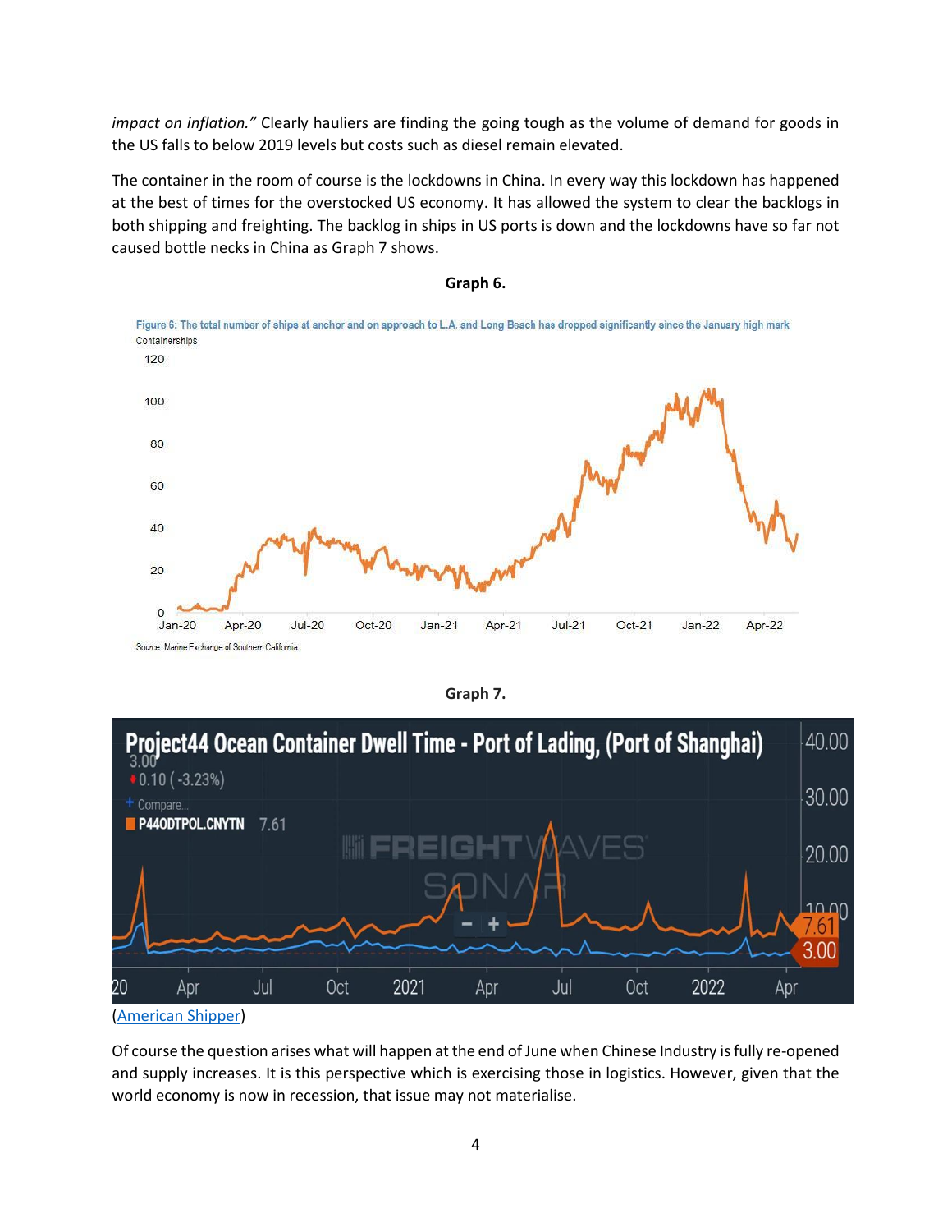*impact on inflation."* Clearly hauliers are finding the going tough as the volume of demand for goods in the US falls to below 2019 levels but costs such as diesel remain elevated.

The container in the room of course is the lockdowns in China. In every way this lockdown has happened at the best of times for the overstocked US economy. It has allowed the system to clear the backlogs in both shipping and freighting. The backlog in ships in US ports is down and the lockdowns have so far not caused bottle necks in China as Graph 7 shows.

**Graph 6.**

Figure 6: The total number of ships at anchor and on approach to L.A. and Long Beach has dropped significantly since the January high mark

Source: Marine Exchange of Southern California

**Graph 7.**

Project44 Ocean Container Dwell Time - Port of Lading, (Port of Shanghai)

(American Shipper)

Of course the question arises what will happen at the end of June when Chinese Industry is fully re-opened and supply increases. It is this perspective which is exercising those in logistics. However, given that the world economy is now in recession, that issue may not materialise.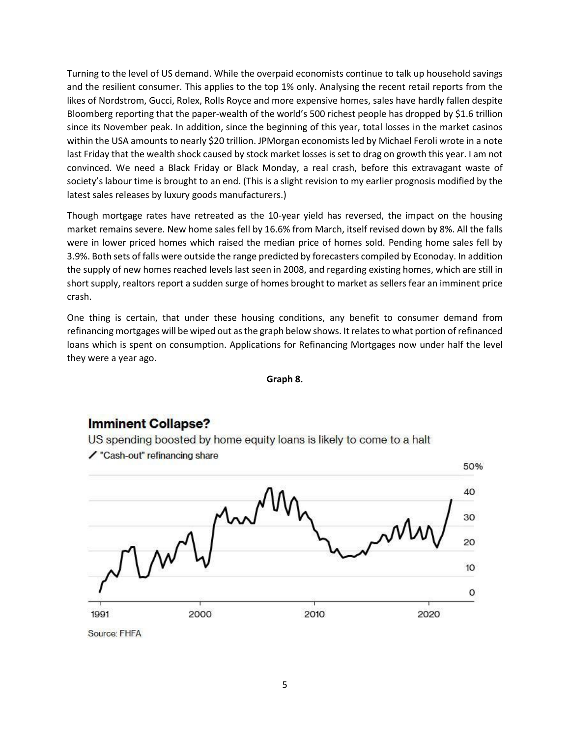Turning to the level of US demand. While the overpaid economists continue to talk up household savings and the resilient consumer. This applies to the top 1% only. Analysing the recent retail reports from the likes of Nordstrom, Gucci, Rolex, Rolls Royce and more expensive homes, sales have hardly fallen despite Bloomberg reporting that the paper-wealth of the world's 500 richest people has dropped by $1.6 trillion since its November peak. In addition, since the beginning of this year, total losses in the market casinos within the USA amounts to nearly $20 trillion. JPMorgan economists led by Michael Feroli wrote in a note last Friday that the wealth shock caused by stock market losses is set to drag on growth this year. I am not convinced. We need a Black Friday or Black Monday, a real crash, before this extravagant waste of society's labour time is brought to an end. (This is a slight revision to my earlier prognosis modified by the latest sales releases by luxury goods manufacturers.)

Though mortgage rates have retreated as the 10-year yield has reversed, the impact on the housing market remains severe. New home sales fell by 16.6% from March, itself revised down by 8%. All the falls were in lower priced homes which raised the median price of homes sold. Pending home sales fell by 3.9%. Both sets of falls were outside the range predicted by forecasters compiled by Econoday. In addition the supply of new homes reached levels last seen in 2008, and regarding existing homes, which are still in short supply, realtors report a sudden surge of homes brought to market as sellers fear an imminent price crash.

One thing is certain, that under these housing conditions, any benefit to consumer demand from refinancing mortgages will be wiped out as the graph below shows. It relates to what portion of refinanced loans which is spent on consumption. Applications for Refinancing Mortgages now under half the level they were a year ago.

**Graph 8.**

**Imminent Collapse?**

US spending boosted by home equity loans is likely to come to a halt

"Cash-out" refinancing share

Source: FHFA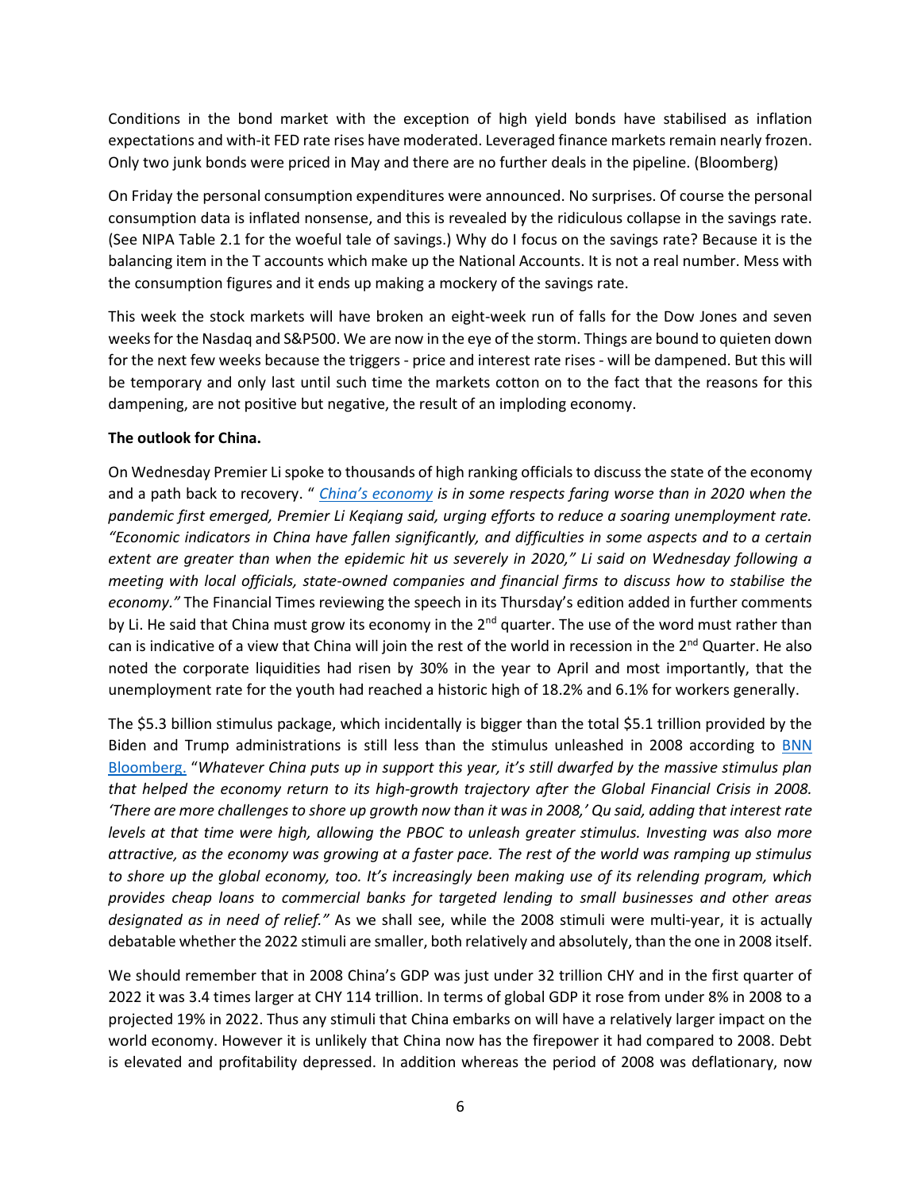Conditions in the bond market with the exception of high yield bonds have stabilised as inflation expectations and with-it FED rate rises have moderated. Leveraged finance markets remain nearly frozen. Only two junk bonds were priced in May and there are no further deals in the pipeline. (Bloomberg)

On Friday the personal consumption expenditures were announced. No surprises. Of course the personal consumption data is inflated nonsense, and this is revealed by the ridiculous collapse in the savings rate. (See NIPA Table 2.1 for the woeful tale of savings.) Why do I focus on the savings rate? Because it is the balancing item in the T accounts which make up the National Accounts. It is not a real number. Mess with the consumption figures and it ends up making a mockery of the savings rate.

This week the stock markets will have broken an eight-week run of falls for the Dow Jones and seven weeks for the Nasdaq and S&P500. We are now in the eye of the storm. Things are bound to quieten down for the next few weeks because the triggers - price and interest rate rises - will be dampened. But this will be temporary and only last until such time the markets cotton on to the fact that the reasons for this dampening, are not positive but negative, the result of an imploding economy.

**The outlook for China.**

On Wednesday Premier Li spoke to thousands of high ranking officials to discuss the state of the economy and a path back to recovery. " *[China's economy](#) is in some respects faring worse than in 2020 when the pandemic first emerged, Premier Li Keqiang said, urging efforts to reduce a soaring unemployment rate. "Economic indicators in China have fallen significantly, and difficulties in some aspects and to a certain extent are greater than when the epidemic hit us severely in 2020," Li said on Wednesday following a meeting with local officials, state-owned companies and financial firms to discuss how to stabilise the economy."* The Financial Times reviewing the speech in its Thursday's edition added in further comments by Li. He said that China must grow its economy in the 2nd quarter. The use of the word must rather than can is indicative of a view that China will join the rest of the world in recession in the 2nd Quarter. He also noted the corporate liquidities had risen by 30% in the year to April and most importantly, that the unemployment rate for the youth had reached a historic high of 18.2% and 6.1% for workers generally.

The $5.3 billion stimulus package, which incidentally is bigger than the total $5.1 trillion provided by the Biden and Trump administrations is still less than the stimulus unleashed in 2008 according to [BNN Bloomberg.](#) "*Whatever China puts up in support this year, it's still dwarfed by the massive stimulus plan that helped the economy return to its high-growth trajectory after the Global Financial Crisis in 2008. 'There are more challenges to shore up growth now than it was in 2008,' Qu said, adding that interest rate levels at that time were high, allowing the PBOC to unleash greater stimulus. Investing was also more attractive, as the economy was growing at a faster pace. The rest of the world was ramping up stimulus to shore up the global economy, too. It's increasingly been making use of its relending program, which provides cheap loans to commercial banks for targeted lending to small businesses and other areas designated as in need of relief."* As we shall see, while the 2008 stimuli were multi-year, it is actually debatable whether the 2022 stimuli are smaller, both relatively and absolutely, than the one in 2008 itself.

We should remember that in 2008 China's GDP was just under 32 trillion CHY and in the first quarter of 2022 it was 3.4 times larger at CHY 114 trillion. In terms of global GDP it rose from under 8% in 2008 to a projected 19% in 2022. Thus any stimuli that China embarks on will have a relatively larger impact on the world economy. However it is unlikely that China now has the firepower it had compared to 2008. Debt is elevated and profitability depressed. In addition whereas the period of 2008 was deflationary, now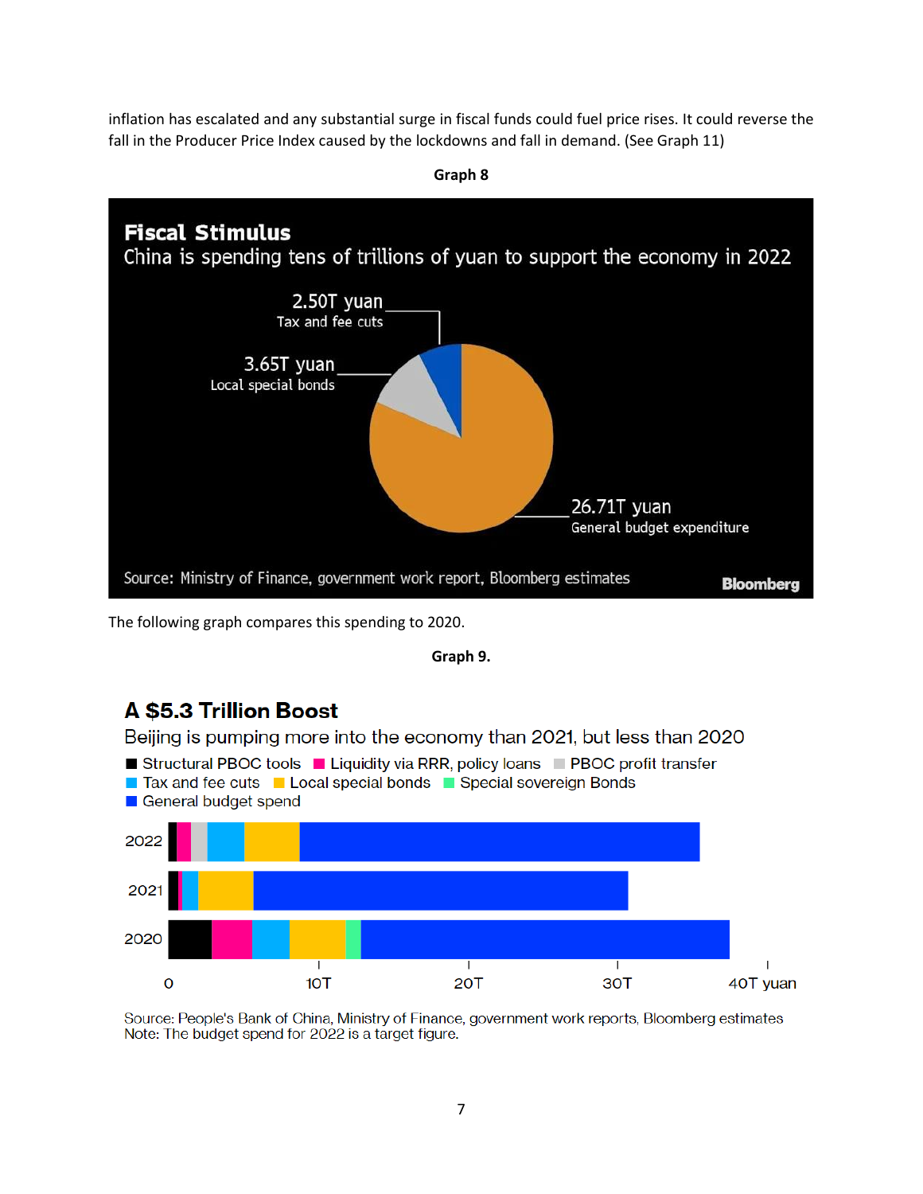inflation has escalated and any substantial surge in fiscal funds could fuel price rises. It could reverse the fall in the Producer Price Index caused by the lockdowns and fall in demand. (See Graph 11)

**Graph 8**

**Fiscal Stimulus**

China is spending tens of trillions of yuan to support the economy in 2022

2.50T yuan
Tax and fee cuts

3.65T yuan
Local special bonds

26.71T yuan
General budget expenditure

Source: Ministry of Finance, government work report, Bloomberg estimates

Bloomberg

The following graph compares this spending to 2020.

**Graph 9.**

**A $5.3 Trillion Boost**

Beijing is pumping more into the economy than 2021, but less than 2020

Structural PBOC tools | Liquidity via RRR, policy loans | PBOC profit transfer | Tax and fee cuts | Local special bonds | Special sovereign Bonds | General budget spend

2022

2021

2020

0 | 10T | 20T | 30T | 40T yuan

Source: People's Bank of China, Ministry of Finance, government work reports, Bloomberg estimates
Note: The budget spend for 2022 is a target figure.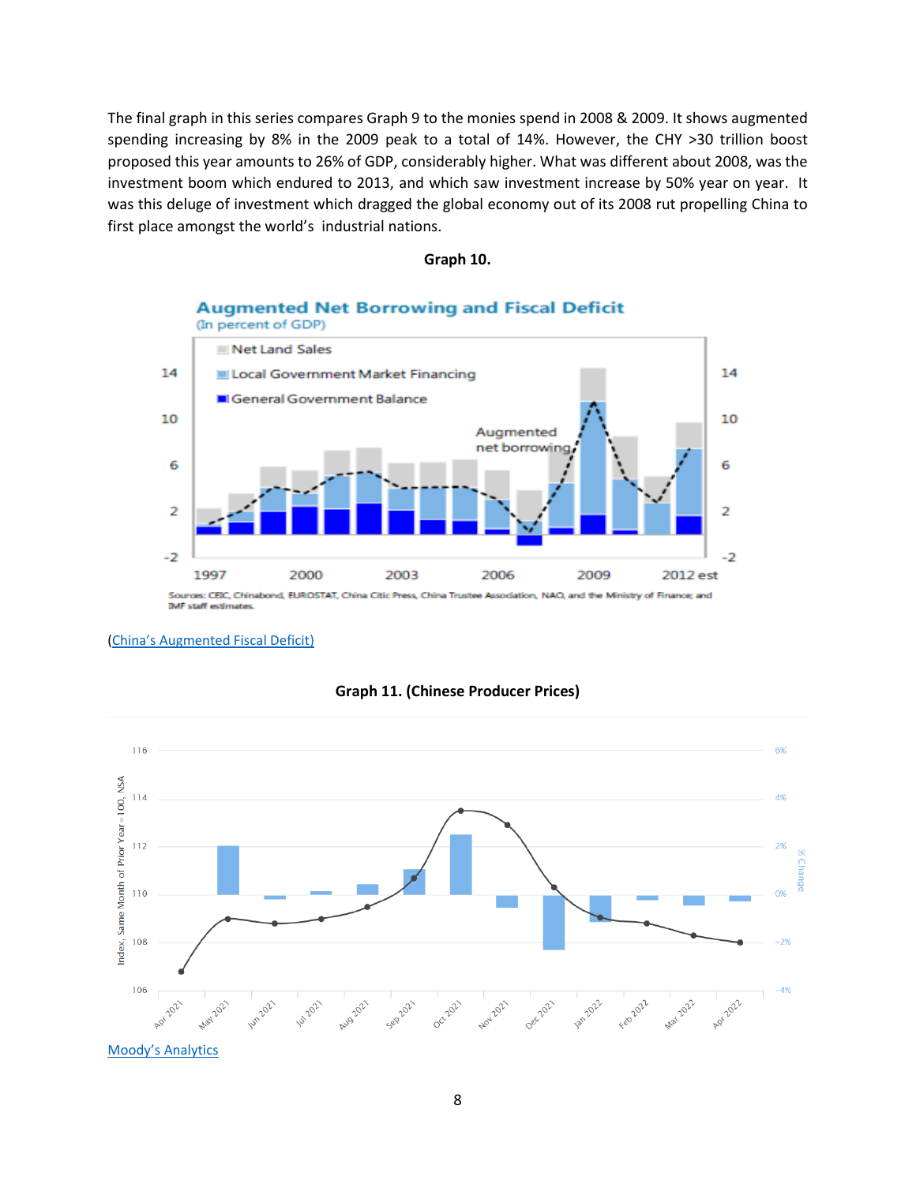The final graph in this series compares Graph 9 to the monies spend in 2008 & 2009. It shows augmented spending increasing by 8% in the 2009 peak to a total of 14%. However, the CHY >30 trillion boost proposed this year amounts to 26% of GDP, considerably higher. What was different about 2008, was the investment boom which endured to 2013, and which saw investment increase by 50% year on year. It was this deluge of investment which dragged the global economy out of its 2008 rut propelling China to first place amongst the world's industrial nations.

**Graph 10.**

(China's Augmented Fiscal Deficit)

**Graph 11. (Chinese Producer Prices)**

Moody's Analytics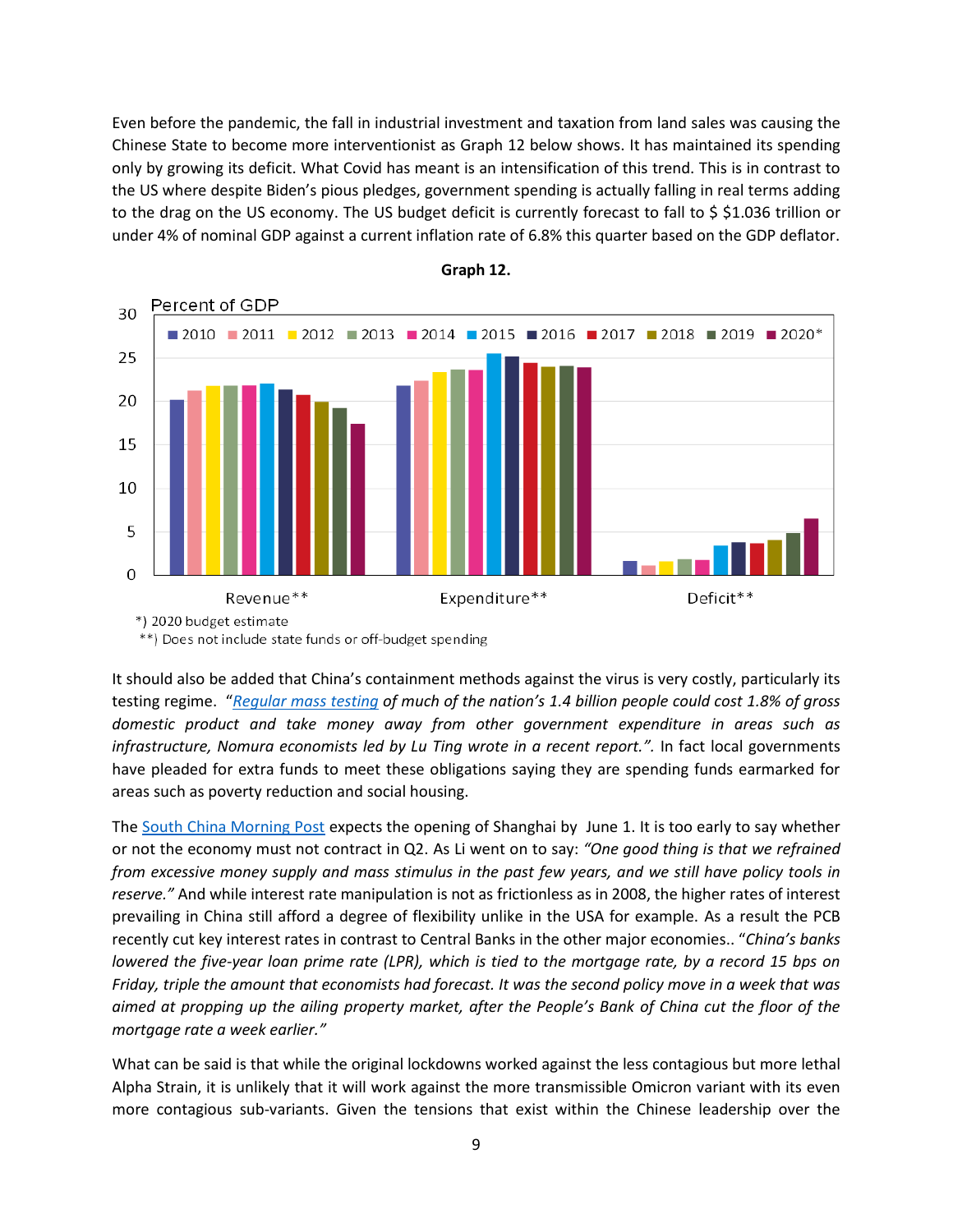Even before the pandemic, the fall in industrial investment and taxation from land sales was causing the Chinese State to become more interventionist as Graph 12 below shows. It has maintained its spending only by growing its deficit. What Covid has meant is an intensification of this trend. This is in contrast to the US where despite Biden's pious pledges, government spending is actually falling in real terms adding to the drag on the US economy. The US budget deficit is currently forecast to fall to $ $1.036 trillion or under 4% of nominal GDP against a current inflation rate of 6.8% this quarter based on the GDP deflator.

**Graph 12.**

*) 2020 budget estimate

**) Does not include state funds or off-budget spending

It should also be added that China's containment methods against the virus is very costly, particularly its testing regime. "*Regular mass testing of much of the nation's 1.4 billion people could cost 1.8% of gross domestic product and take money away from other government expenditure in areas such as infrastructure, Nomura economists led by Lu Ting wrote in a recent report."*. In fact local governments have pleaded for extra funds to meet these obligations saying they are spending funds earmarked for areas such as poverty reduction and social housing.

The South China Morning Post expects the opening of Shanghai by June 1. It is too early to say whether or not the economy must not contract in Q2. As Li went on to say: *"One good thing is that we refrained from excessive money supply and mass stimulus in the past few years, and we still have policy tools in reserve."* And while interest rate manipulation is not as frictionless as in 2008, the higher rates of interest prevailing in China still afford a degree of flexibility unlike in the USA for example. As a result the PCB recently cut key interest rates in contrast to Central Banks in the other major economies.. "*China's banks lowered the five-year loan prime rate (LPR), which is tied to the mortgage rate, by a record 15 bps on Friday, triple the amount that economists had forecast. It was the second policy move in a week that was aimed at propping up the ailing property market, after the People's Bank of China cut the floor of the mortgage rate a week earlier."*

What can be said is that while the original lockdowns worked against the less contagious but more lethal Alpha Strain, it is unlikely that it will work against the more transmissible Omicron variant with its even more contagious sub-variants. Given the tensions that exist within the Chinese leadership over the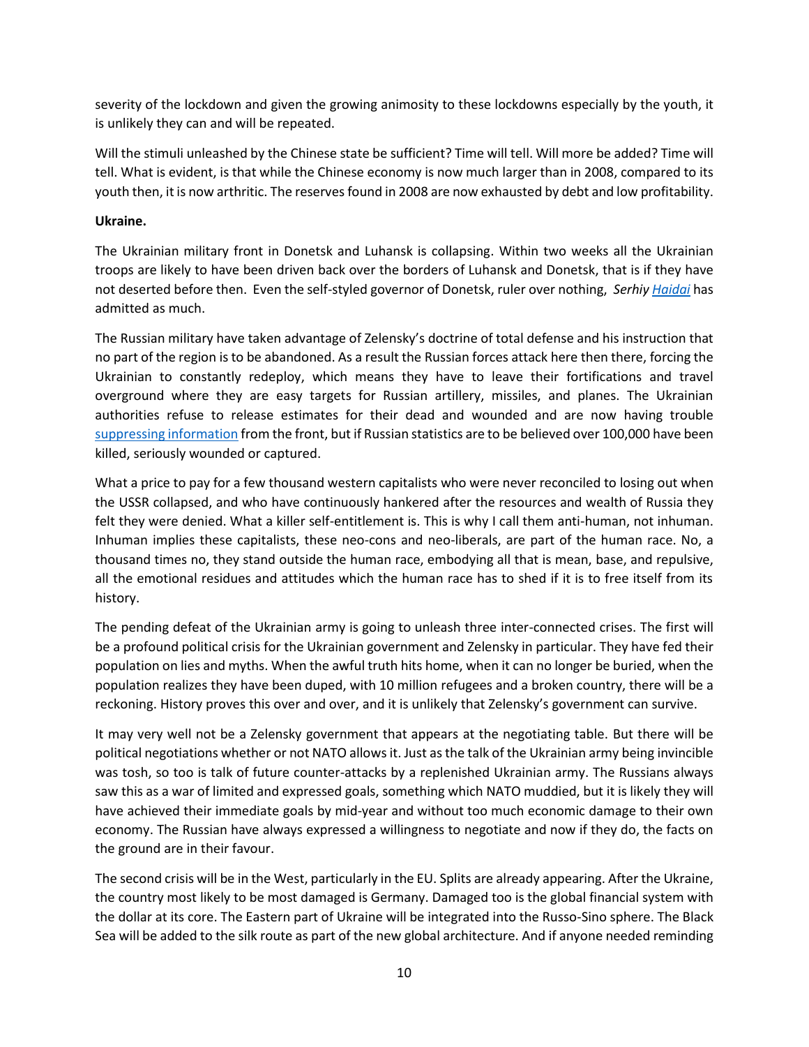severity of the lockdown and given the growing animosity to these lockdowns especially by the youth, it is unlikely they can and will be repeated.

Will the stimuli unleashed by the Chinese state be sufficient? Time will tell. Will more be added? Time will tell. What is evident, is that while the Chinese economy is now much larger than in 2008, compared to its youth then, it is now arthritic. The reserves found in 2008 are now exhausted by debt and low profitability.

**Ukraine.**

The Ukrainian military front in Donetsk and Luhansk is collapsing. Within two weeks all the Ukrainian troops are likely to have been driven back over the borders of Luhansk and Donetsk, that is if they have not deserted before then. Even the self-styled governor of Donetsk, ruler over nothing, *Serhiy Haidai* has admitted as much.

The Russian military have taken advantage of Zelensky's doctrine of total defense and his instruction that no part of the region is to be abandoned. As a result the Russian forces attack here then there, forcing the Ukrainian to constantly redeploy, which means they have to leave their fortifications and travel overground where they are easy targets for Russian artillery, missiles, and planes. The Ukrainian authorities refuse to release estimates for their dead and wounded and are now having trouble suppressing information from the front, but if Russian statistics are to be believed over 100,000 have been killed, seriously wounded or captured.

What a price to pay for a few thousand western capitalists who were never reconciled to losing out when the USSR collapsed, and who have continuously hankered after the resources and wealth of Russia they felt they were denied. What a killer self-entitlement is. This is why I call them anti-human, not inhuman. Inhuman implies these capitalists, these neo-cons and neo-liberals, are part of the human race. No, a thousand times no, they stand outside the human race, embodying all that is mean, base, and repulsive, all the emotional residues and attitudes which the human race has to shed if it is to free itself from its history.

The pending defeat of the Ukrainian army is going to unleash three inter-connected crises. The first will be a profound political crisis for the Ukrainian government and Zelensky in particular. They have fed their population on lies and myths. When the awful truth hits home, when it can no longer be buried, when the population realizes they have been duped, with 10 million refugees and a broken country, there will be a reckoning. History proves this over and over, and it is unlikely that Zelensky's government can survive.

It may very well not be a Zelensky government that appears at the negotiating table. But there will be political negotiations whether or not NATO allows it. Just as the talk of the Ukrainian army being invincible was tosh, so too is talk of future counter-attacks by a replenished Ukrainian army. The Russians always saw this as a war of limited and expressed goals, something which NATO muddied, but it is likely they will have achieved their immediate goals by mid-year and without too much economic damage to their own economy. The Russian have always expressed a willingness to negotiate and now if they do, the facts on the ground are in their favour.

The second crisis will be in the West, particularly in the EU. Splits are already appearing. After the Ukraine, the country most likely to be most damaged is Germany. Damaged too is the global financial system with the dollar at its core. The Eastern part of Ukraine will be integrated into the Russo-Sino sphere. The Black Sea will be added to the silk route as part of the new global architecture. And if anyone needed reminding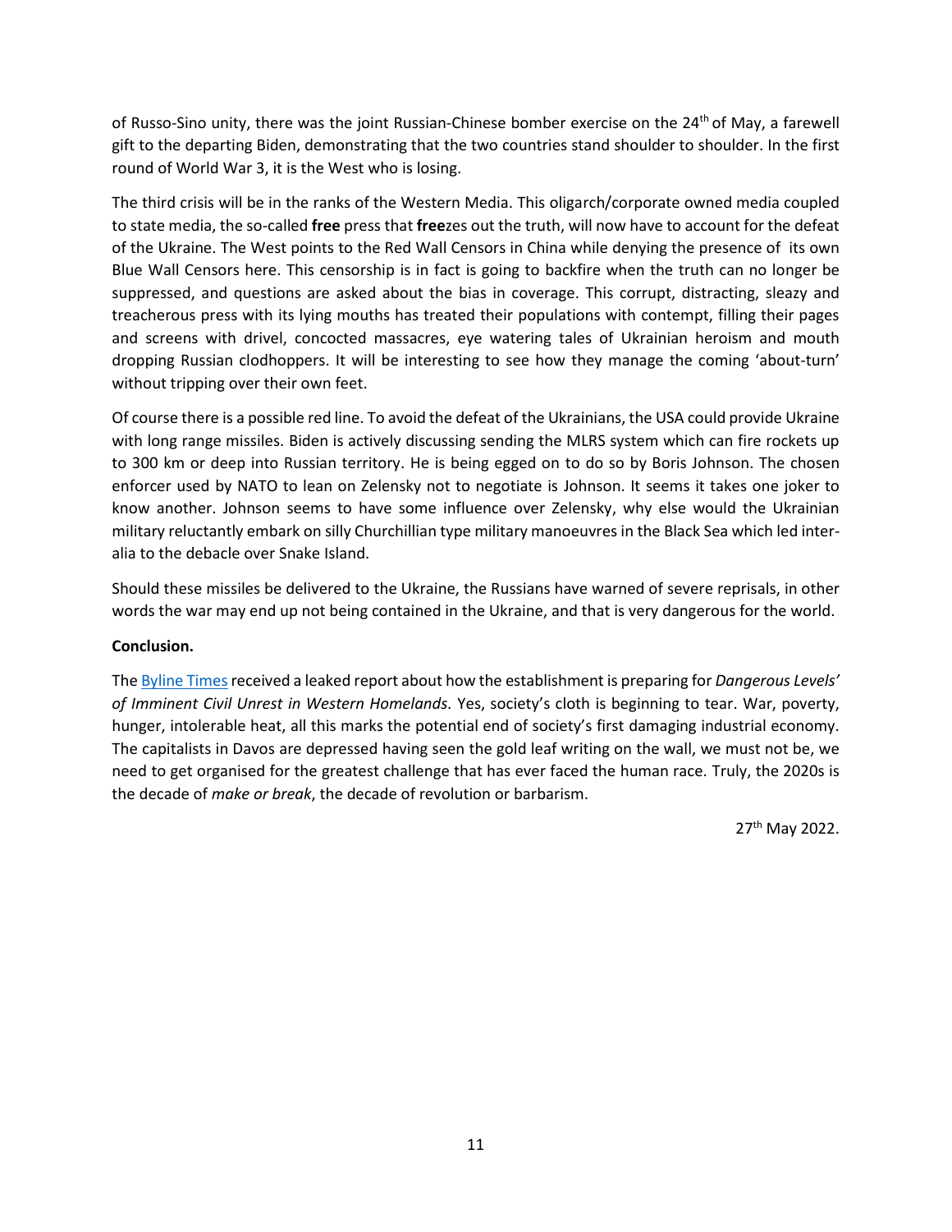of Russo-Sino unity, there was the joint Russian-Chinese bomber exercise on the 24th of May, a farewell gift to the departing Biden, demonstrating that the two countries stand shoulder to shoulder. In the first round of World War 3, it is the West who is losing.

The third crisis will be in the ranks of the Western Media. This oligarch/corporate owned media coupled to state media, the so-called **free** press that **free**zes out the truth, will now have to account for the defeat of the Ukraine. The West points to the Red Wall Censors in China while denying the presence of its own Blue Wall Censors here. This censorship is in fact is going to backfire when the truth can no longer be suppressed, and questions are asked about the bias in coverage. This corrupt, distracting, sleazy and treacherous press with its lying mouths has treated their populations with contempt, filling their pages and screens with drivel, concocted massacres, eye watering tales of Ukrainian heroism and mouth dropping Russian clodhoppers. It will be interesting to see how they manage the coming 'about-turn' without tripping over their own feet.

Of course there is a possible red line. To avoid the defeat of the Ukrainians, the USA could provide Ukraine with long range missiles. Biden is actively discussing sending the MLRS system which can fire rockets up to 300 km or deep into Russian territory. He is being egged on to do so by Boris Johnson. The chosen enforcer used by NATO to lean on Zelensky not to negotiate is Johnson. It seems it takes one joker to know another. Johnson seems to have some influence over Zelensky, why else would the Ukrainian military reluctantly embark on silly Churchillian type military manoeuvres in the Black Sea which led inter-alia to the debacle over Snake Island.

Should these missiles be delivered to the Ukraine, the Russians have warned of severe reprisals, in other words the war may end up not being contained in the Ukraine, and that is very dangerous for the world.

**Conclusion.**

The Byline Times received a leaked report about how the establishment is preparing for *Dangerous Levels' of Imminent Civil Unrest in Western Homelands.* Yes, society's cloth is beginning to tear. War, poverty, hunger, intolerable heat, all this marks the potential end of society's first damaging industrial economy. The capitalists in Davos are depressed having seen the gold leaf writing on the wall, we must not be, we need to get organised for the greatest challenge that has ever faced the human race. Truly, the 2020s is the decade of *make or break*, the decade of revolution or barbarism.

27th May 2022.